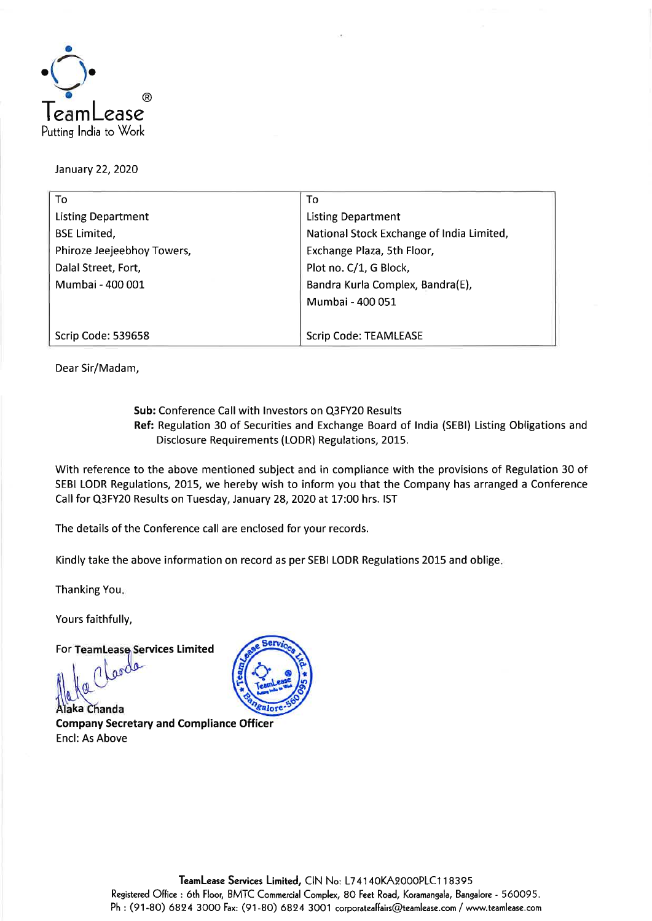TeamLease®
Putting India to Work

January 22, 2020

| | |
|---|---|
| To<br>Listing Department<br>BSE Limited,<br>Phiroze Jeejeebhoy Towers,<br>Dalal Street, Fort,<br>Mumbai - 400 001<br><br>Scrip Code: 539658 | To<br>Listing Department<br>National Stock Exchange of India Limited,<br>Exchange Plaza, 5th Floor,<br>Plot no. C/1, G Block,<br>Bandra Kurla Complex, Bandra(E),<br>Mumbai - 400 051<br><br>Scrip Code: TEAMLEASE |

Dear Sir/Madam,

**Sub:** Conference Call with Investors on Q3FY20 Results
**Ref:** Regulation 30 of Securities and Exchange Board of India (SEBI) Listing Obligations and Disclosure Requirements (LODR) Regulations, 2015.

With reference to the above mentioned subject and in compliance with the provisions of Regulation 30 of SEBI LODR Regulations, 2015, we hereby wish to inform you that the Company has arranged a Conference Call for Q3FY20 Results on Tuesday, January 28, 2020 at 17:00 hrs. IST

The details of the Conference call are enclosed for your records.

Kindly take the above information on record as per SEBI LODR Regulations 2015 and oblige.

Thanking You.

Yours faithfully,

For **TeamLease Services Limited**

Alaka Chanda
**Company Secretary and Compliance Officer**
Encl: As Above

**TeamLease Services Limited,** CIN No: L74140KA2000PLC118395
Registered Office : 6th Floor, BMTC Commercial Complex, 80 Feet Road, Koramangala, Bangalore - 560095.
Ph : (91-80) 6824 3000 Fax: (91-80) 6824 3001 corporateaffairs@teamlease.com / www.teamlease.com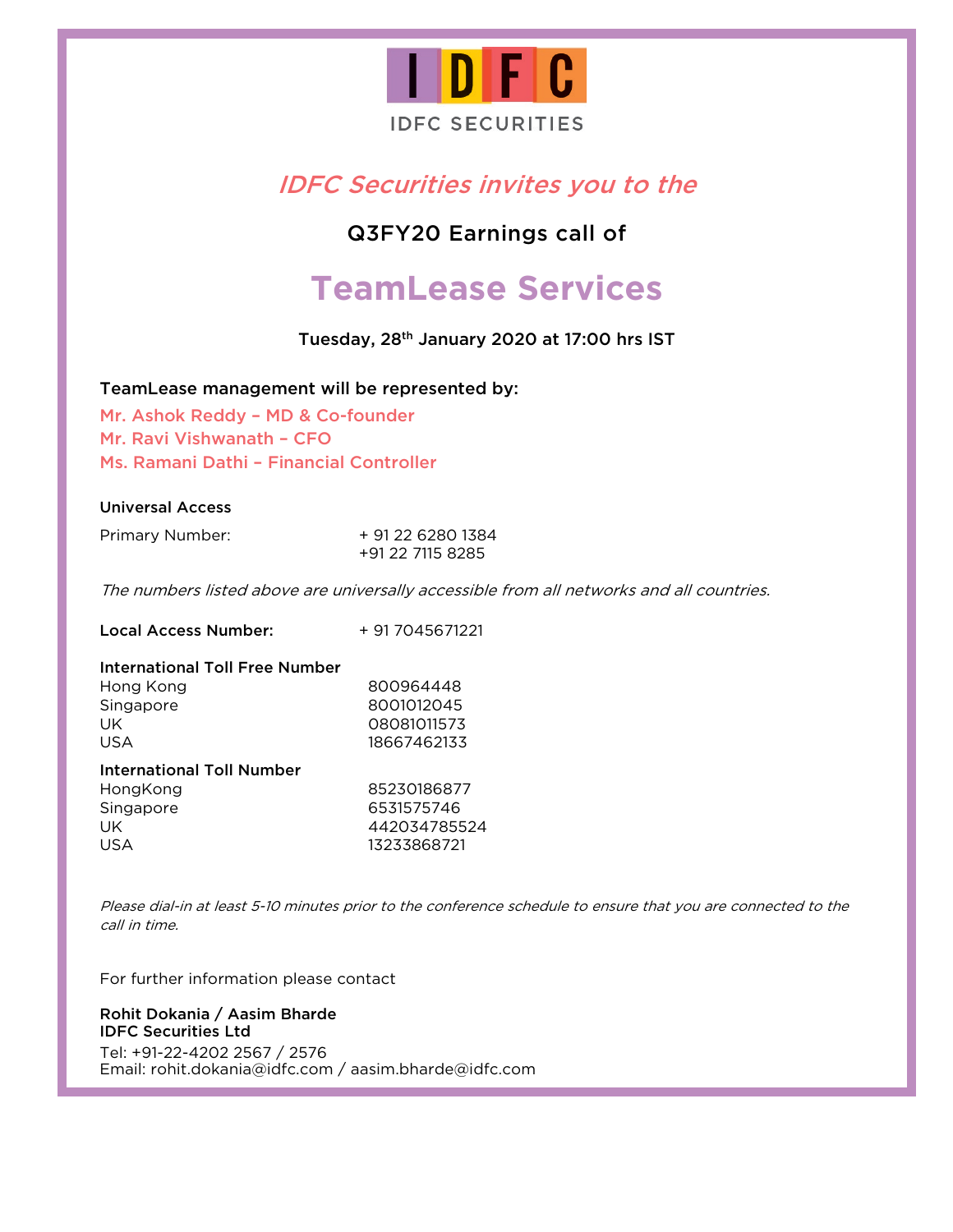IDFC SECURITIES

*IDFC Securities invites you to the*

Q3FY20 Earnings call of

# TeamLease Services

**Tuesday, 28th January 2020 at 17:00 hrs IST**

**TeamLease management will be represented by:**

Mr. Ashok Reddy – MD & Co-founder
Mr. Ravi Vishwanath – CFO
Ms. Ramani Dathi – Financial Controller

**Universal Access**

Primary Number: + 91 22 6280 1384
+91 22 7115 8285

*The numbers listed above are universally accessible from all networks and all countries.*

**Local Access Number:** + 91 7045671221

**International Toll Free Number**

| | |
|---|---|
| Hong Kong | 800964448 |
| Singapore | 8001012045 |
| UK | 08081011573 |
| USA | 18667462133 |

**International Toll Number**

| | |
|---|---|
| HongKong | 85230186877 |
| Singapore | 6531575746 |
| UK | 442034785524 |
| USA | 13233868721 |

*Please dial-in at least 5-10 minutes prior to the conference schedule to ensure that you are connected to the call in time.*

For further information please contact

**Rohit Dokania / Aasim Bharde**
**IDFC Securities Ltd**
Tel: +91-22-4202 2567 / 2576
Email: rohit.dokania@idfc.com / aasim.bharde@idfc.com